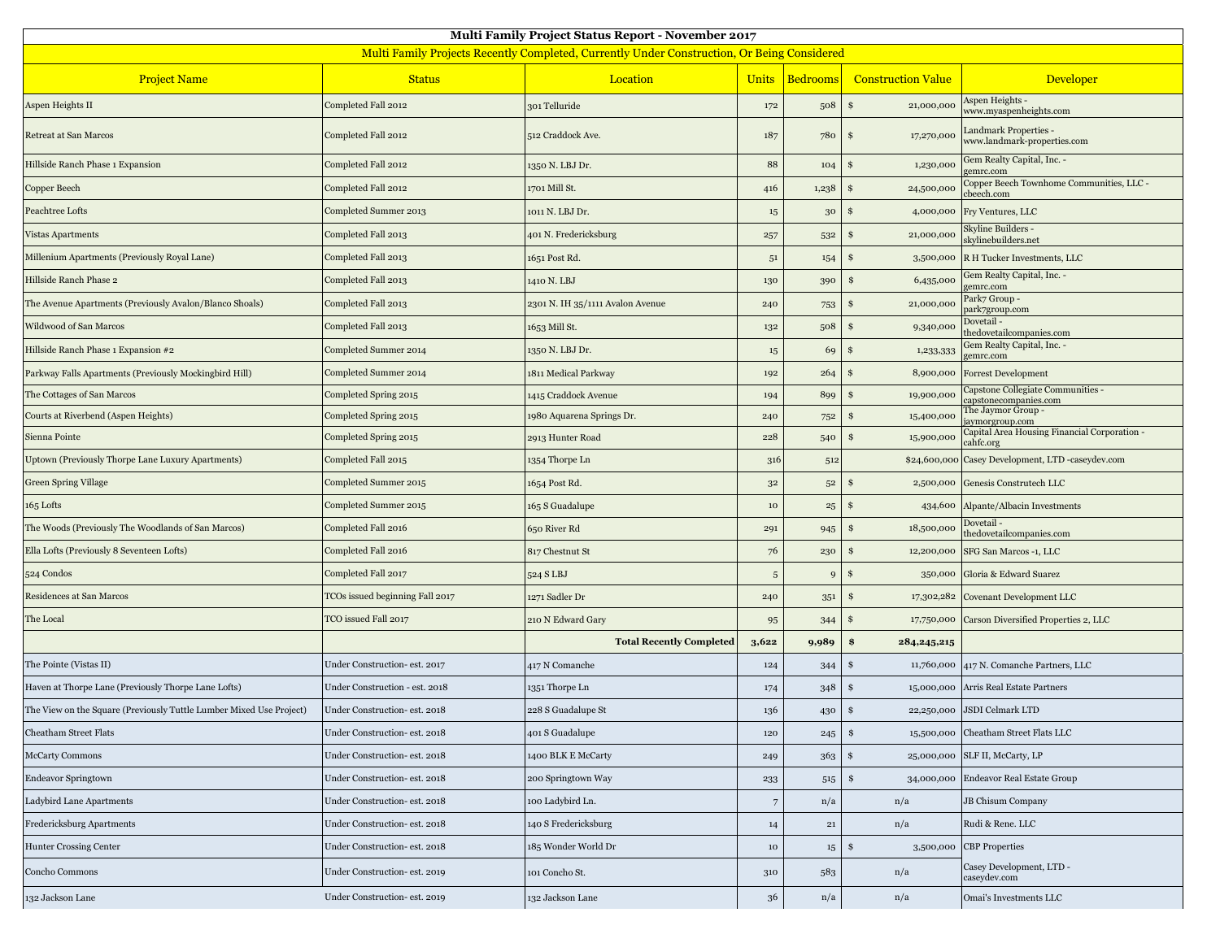# Multi Family Project Status Report - November 2017

## Multi Family Projects Recently Completed, Currently Under Construction, Or Being Considered

| Project Name | Status | Location | Units | Bedrooms | Construction Value | Developer |
|---|---|---|---|---|---|---|
| Aspen Heights II | Completed Fall 2012 | 301 Telluride | 172 | 508 | $ 21,000,000 | Aspen Heights - www.myaspenheights.com |
| Retreat at San Marcos | Completed Fall 2012 | 512 Craddock Ave. | 187 | 780 | $ 17,270,000 | Landmark Properties - www.landmark-properties.com |
| Hillside Ranch Phase 1 Expansion | Completed Fall 2012 | 1350 N. LBJ Dr. | 88 | 104 | $ 1,230,000 | Gem Realty Capital, Inc. - gemrc.com |
| Copper Beech | Completed Fall 2012 | 1701 Mill St. | 416 | 1,238 | $ 24,500,000 | Copper Beech Townhome Communities, LLC - cbeech.com |
| Peachtree Lofts | Completed Summer 2013 | 1011 N. LBJ Dr. | 15 | 30 | $ 4,000,000 | Fry Ventures, LLC |
| Vistas Apartments | Completed Fall 2013 | 401 N. Fredericksburg | 257 | 532 | $ 21,000,000 | Skyline Builders - skylinebuilders.net |
| Millenium Apartments (Previously Royal Lane) | Completed Fall 2013 | 1651 Post Rd. | 51 | 154 | $ 3,500,000 | R H Tucker Investments, LLC |
| Hillside Ranch Phase 2 | Completed Fall 2013 | 1410 N. LBJ | 130 | 390 | $ 6,435,000 | Gem Realty Capital, Inc. - gemrc.com |
| The Avenue Apartments (Previously Avalon/Blanco Shoals) | Completed Fall 2013 | 2301 N. IH 35/1111 Avalon Avenue | 240 | 753 | $ 21,000,000 | Park7 Group - park7group.com |
| Wildwood of San Marcos | Completed Fall 2013 | 1653 Mill St. | 132 | 508 | $ 9,340,000 | Dovetail - thedovetailcompanies.com |
| Hillside Ranch Phase 1 Expansion #2 | Completed Summer 2014 | 1350 N. LBJ Dr. | 15 | 69 | $ 1,233,333 | Gem Realty Capital, Inc. - gemrc.com |
| Parkway Falls Apartments (Previously Mockingbird Hill) | Completed Summer 2014 | 1811 Medical Parkway | 192 | 264 | $ 8,900,000 | Forrest Development |
| The Cottages of San Marcos | Completed Spring 2015 | 1415 Craddock Avenue | 194 | 899 | $ 19,900,000 | Capstone Collegiate Communities - capstonecompanies.com |
| Courts at Riverbend (Aspen Heights) | Completed Spring 2015 | 1980 Aquarena Springs Dr. | 240 | 752 | $ 15,400,000 | The Jaymor Group - jaymorgroup.com |
| Sienna Pointe | Completed Spring 2015 | 2913 Hunter Road | 228 | 540 | $ 15,900,000 | Capital Area Housing Financial Corporation - cahfc.org |
| Uptown (Previously Thorpe Lane Luxury Apartments) | Completed Fall 2015 | 1354 Thorpe Ln | 316 | 512 | $24,600,000 | Casey Development, LTD -caseydev.com |
| Green Spring Village | Completed Summer 2015 | 1654 Post Rd. | 32 | 52 | $ 2,500,000 | Genesis Construtech LLC |
| 165 Lofts | Completed Summer 2015 | 165 S Guadalupe | 10 | 25 | $ 434,600 | Alpante/Albacin Investments |
| The Woods (Previously The Woodlands of San Marcos) | Completed Fall 2016 | 650 River Rd | 291 | 945 | $ 18,500,000 | Dovetail - thedovetailcompanies.com |
| Ella Lofts (Previously 8 Seventeen Lofts) | Completed Fall 2016 | 817 Chestnut St | 76 | 230 | $ 12,200,000 | SFG San Marcos -1, LLC |
| 524 Condos | Completed Fall 2017 | 524 S LBJ | 5 | 9 | $ 350,000 | Gloria & Edward Suarez |
| Residences at San Marcos | TCOs issued beginning Fall 2017 | 1271 Sadler Dr | 240 | 351 | $ 17,302,282 | Covenant Development LLC |
| The Local | TCO issued Fall 2017 | 210 N Edward Gary | 95 | 344 | $ 17,750,000 | Carson Diversified Properties 2, LLC |
| | | **Total Recently Completed** | **3,622** | **9,989** | **$ 284,245,215** | |
| The Pointe (Vistas II) | Under Construction- est. 2017 | 417 N Comanche | 124 | 344 | $ 11,760,000 | 417 N. Comanche Partners, LLC |
| Haven at Thorpe Lane (Previously Thorpe Lane Lofts) | Under Construction - est. 2018 | 1351 Thorpe Ln | 174 | 348 | $ 15,000,000 | Arris Real Estate Partners |
| The View on the Square (Previously Tuttle Lumber Mixed Use Project) | Under Construction- est. 2018 | 228 S Guadalupe St | 136 | 430 | $ 22,250,000 | JSDI Celmark LTD |
| Cheatham Street Flats | Under Construction- est. 2018 | 401 S Guadalupe | 120 | 245 | $ 15,500,000 | Cheatham Street Flats LLC |
| McCarty Commons | Under Construction- est. 2018 | 1400 BLK E McCarty | 249 | 363 | $ 25,000,000 | SLF II, McCarty, LP |
| Endeavor Springtown | Under Construction- est. 2018 | 200 Springtown Way | 233 | 515 | $ 34,000,000 | Endeavor Real Estate Group |
| Ladybird Lane Apartments | Under Construction- est. 2018 | 100 Ladybird Ln. | 7 | n/a | n/a | JB Chisum Company |
| Fredericksburg Apartments | Under Construction- est. 2018 | 140 S Fredericksburg | 14 | 21 | n/a | Rudi & Rene. LLC |
| Hunter Crossing Center | Under Construction- est. 2018 | 185 Wonder World Dr | 10 | 15 | $ 3,500,000 | CBP Properties |
| Concho Commons | Under Construction- est. 2019 | 101 Concho St. | 310 | 583 | n/a | Casey Development, LTD - caseydev.com |
| 132 Jackson Lane | Under Construction- est. 2019 | 132 Jackson Lane | 36 | n/a | n/a | Omai's Investments LLC |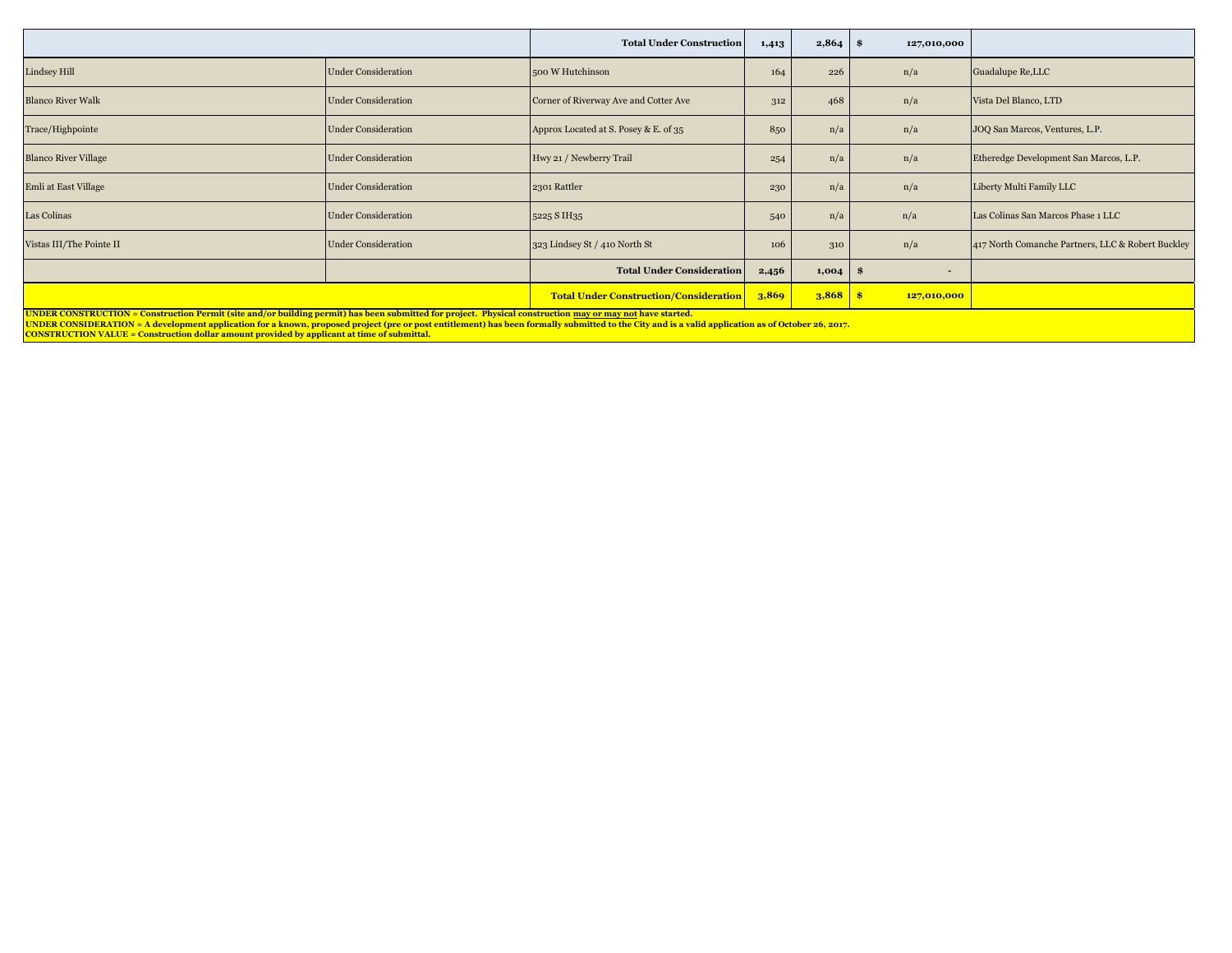| | | | | | | |
|---|---|---|---|---|---|---|
| | | **Total Under Construction** | **1,413** | **2,864** | **$ 127,010,000** | |
| Lindsey Hill | Under Consideration | 500 W Hutchinson | 164 | 226 | n/a | Guadalupe Re,LLC |
| Blanco River Walk | Under Consideration | Corner of Riverway Ave and Cotter Ave | 312 | 468 | n/a | Vista Del Blanco, LTD |
| Trace/Highpointe | Under Consideration | Approx Located at S. Posey & E. of 35 | 850 | n/a | n/a | JOQ San Marcos, Ventures, L.P. |
| Blanco River Village | Under Consideration | Hwy 21 / Newberry Trail | 254 | n/a | n/a | Etheredge Development San Marcos, L.P. |
| Emli at East Village | Under Consideration | 2301 Rattler | 230 | n/a | n/a | Liberty Multi Family LLC |
| Las Colinas | Under Consideration | 5225 S IH35 | 540 | n/a | n/a | Las Colinas San Marcos Phase 1 LLC |
| Vistas III/The Pointe II | Under Consideration | 323 Lindsey St / 410 North St | 106 | 310 | n/a | 417 North Comanche Partners, LLC & Robert Buckley |
| | | **Total Under Consideration** | **2,456** | **1,004** | **$ -** | |
| | | **Total Under Construction/Consideration** | **3,869** | **3,868** | **$ 127,010,000** | |

**UNDER CONSTRUCTION = Construction Permit (site and/or building permit) has been submitted for project. Physical construction may or may not have started.**
**UNDER CONSIDERATION = A development application for a known, proposed project (pre or post entitlement) has been formally submitted to the City and is a valid application as of October 26, 2017.**
**CONSTRUCTION VALUE = Construction dollar amount provided by applicant at time of submittal.**